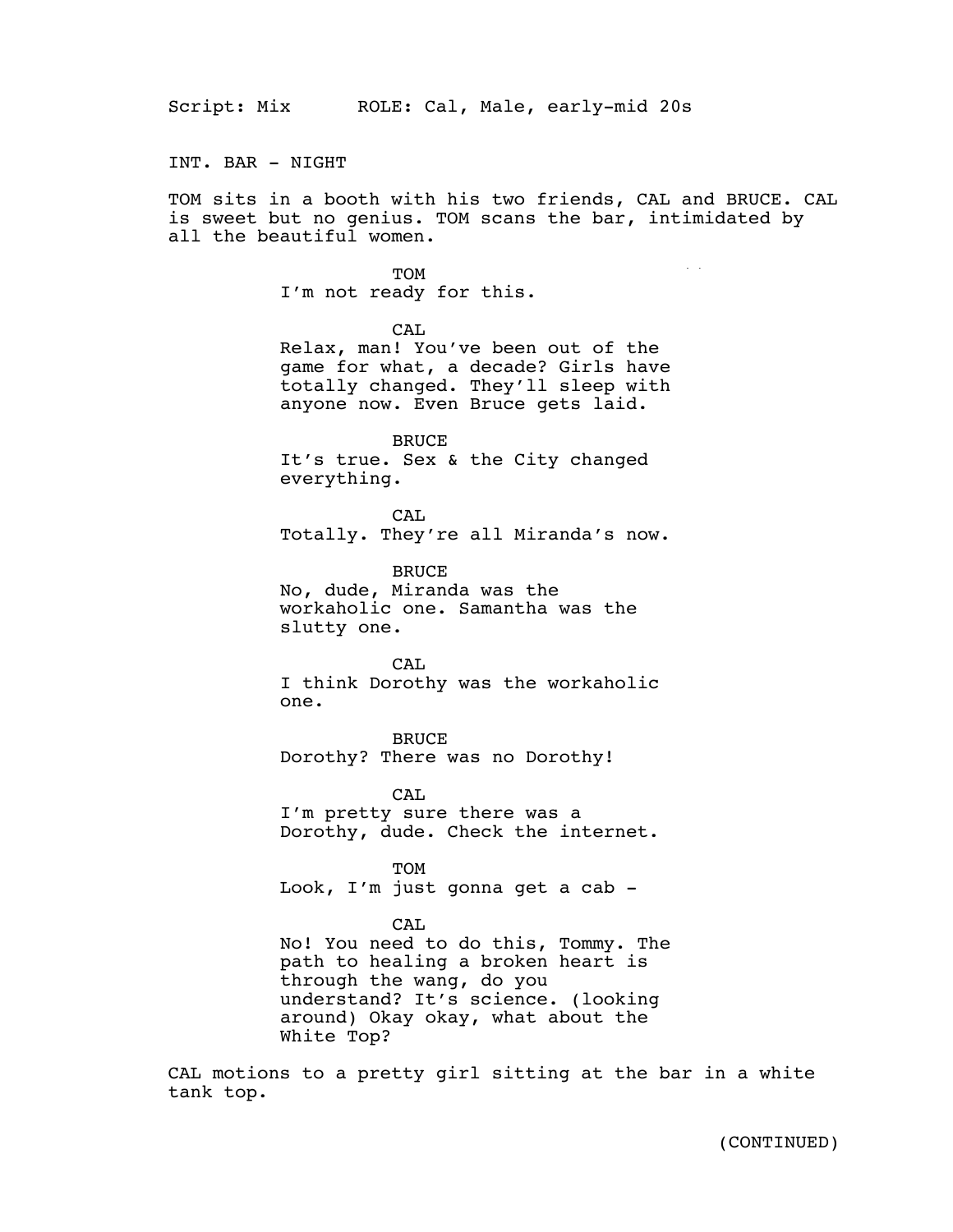Script: Mix      ROLE: Cal, Male, early-mid 20s

INT. BAR - NIGHT

TOM sits in a booth with his two friends, CAL and BRUCE. CAL is sweet but no genius. TOM scans the bar, intimidated by all the beautiful women.

TOM
I'm not ready for this.

CAL
Relax, man! You've been out of the game for what, a decade? Girls have totally changed. They'll sleep with anyone now. Even Bruce gets laid.

BRUCE
It's true. Sex & the City changed everything.

CAL
Totally. They're all Miranda's now.

BRUCE
No, dude, Miranda was the workaholic one. Samantha was the slutty one.

CAL
I think Dorothy was the workaholic one.

BRUCE
Dorothy? There was no Dorothy!

CAL
I'm pretty sure there was a Dorothy, dude. Check the internet.

TOM
Look, I'm just gonna get a cab -

CAL
No! You need to do this, Tommy. The path to healing a broken heart is through the wang, do you understand? It's science. (looking around) Okay okay, what about the White Top?

CAL motions to a pretty girl sitting at the bar in a white tank top.

(CONTINUED)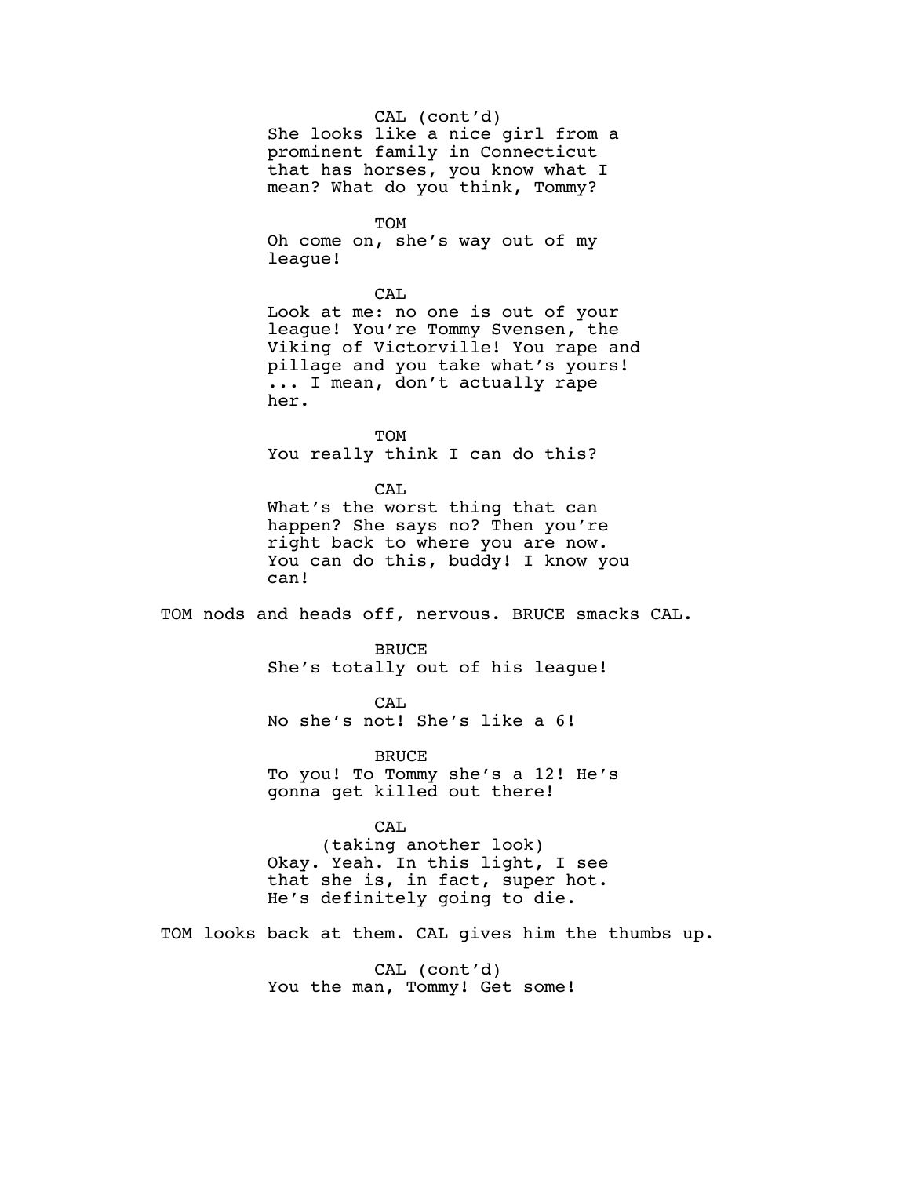CAL (cont'd)
She looks like a nice girl from a prominent family in Connecticut that has horses, you know what I mean? What do you think, Tommy?

TOM
Oh come on, she's way out of my league!

CAL
Look at me: no one is out of your league! You're Tommy Svensen, the Viking of Victorville! You rape and pillage and you take what's yours! ... I mean, don't actually rape her.

TOM
You really think I can do this?

CAL
What's the worst thing that can happen? She says no? Then you're right back to where you are now. You can do this, buddy! I know you can!

TOM nods and heads off, nervous. BRUCE smacks CAL.

BRUCE
She's totally out of his league!

CAL
No she's not! She's like a 6!

BRUCE
To you! To Tommy she's a 12! He's gonna get killed out there!

CAL
(taking another look)
Okay. Yeah. In this light, I see that she is, in fact, super hot. He's definitely going to die.

TOM looks back at them. CAL gives him the thumbs up.

CAL (cont'd)
You the man, Tommy! Get some!